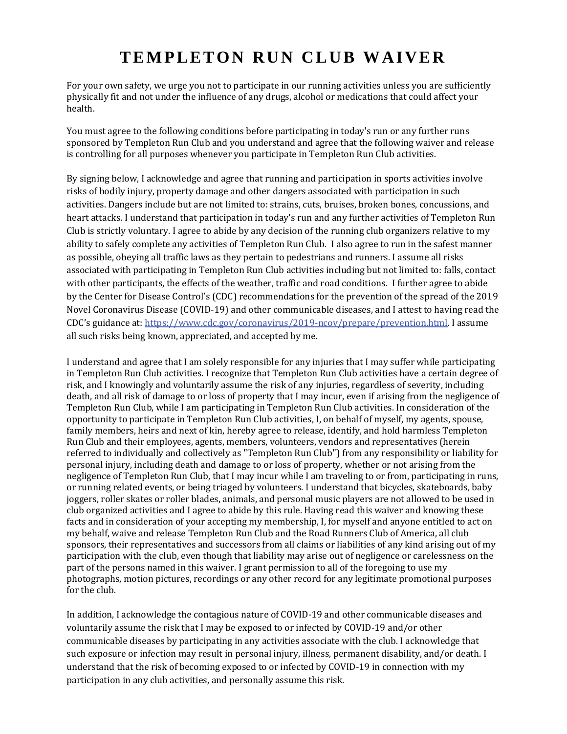# TEMPLETON RUN CLUB WAIVER

For your own safety, we urge you not to participate in our running activities unless you are sufficiently physically fit and not under the influence of any drugs, alcohol or medications that could affect your health.

You must agree to the following conditions before participating in today's run or any further runs sponsored by Templeton Run Club and you understand and agree that the following waiver and release is controlling for all purposes whenever you participate in Templeton Run Club activities.

By signing below, I acknowledge and agree that running and participation in sports activities involve risks of bodily injury, property damage and other dangers associated with participation in such activities. Dangers include but are not limited to: strains, cuts, bruises, broken bones, concussions, and heart attacks. I understand that participation in today's run and any further activities of Templeton Run Club is strictly voluntary. I agree to abide by any decision of the running club organizers relative to my ability to safely complete any activities of Templeton Run Club. I also agree to run in the safest manner as possible, obeying all traffic laws as they pertain to pedestrians and runners. I assume all risks associated with participating in Templeton Run Club activities including but not limited to: falls, contact with other participants, the effects of the weather, traffic and road conditions. I further agree to abide by the Center for Disease Control's (CDC) recommendations for the prevention of the spread of the 2019 Novel Coronavirus Disease (COVID-19) and other communicable diseases, and I attest to having read the CDC's guidance at: [https://www.cdc.gov/coronavirus/2019-ncov/prepare/prevention.html](https://www.cdc.gov/coronavirus/2019-ncov/prepare/prevention.html). I assume all such risks being known, appreciated, and accepted by me.

I understand and agree that I am solely responsible for any injuries that I may suffer while participating in Templeton Run Club activities. I recognize that Templeton Run Club activities have a certain degree of risk, and I knowingly and voluntarily assume the risk of any injuries, regardless of severity, including death, and all risk of damage to or loss of property that I may incur, even if arising from the negligence of Templeton Run Club, while I am participating in Templeton Run Club activities. In consideration of the opportunity to participate in Templeton Run Club activities, I, on behalf of myself, my agents, spouse, family members, heirs and next of kin, hereby agree to release, identify, and hold harmless Templeton Run Club and their employees, agents, members, volunteers, vendors and representatives (herein referred to individually and collectively as "Templeton Run Club") from any responsibility or liability for personal injury, including death and damage to or loss of property, whether or not arising from the negligence of Templeton Run Club, that I may incur while I am traveling to or from, participating in runs, or running related events, or being triaged by volunteers. I understand that bicycles, skateboards, baby joggers, roller skates or roller blades, animals, and personal music players are not allowed to be used in club organized activities and I agree to abide by this rule. Having read this waiver and knowing these facts and in consideration of your accepting my membership, I, for myself and anyone entitled to act on my behalf, waive and release Templeton Run Club and the Road Runners Club of America, all club sponsors, their representatives and successors from all claims or liabilities of any kind arising out of my participation with the club, even though that liability may arise out of negligence or carelessness on the part of the persons named in this waiver. I grant permission to all of the foregoing to use my photographs, motion pictures, recordings or any other record for any legitimate promotional purposes for the club.

In addition, I acknowledge the contagious nature of COVID-19 and other communicable diseases and voluntarily assume the risk that I may be exposed to or infected by COVID-19 and/or other communicable diseases by participating in any activities associate with the club. I acknowledge that such exposure or infection may result in personal injury, illness, permanent disability, and/or death. I understand that the risk of becoming exposed to or infected by COVID-19 in connection with my participation in any club activities, and personally assume this risk.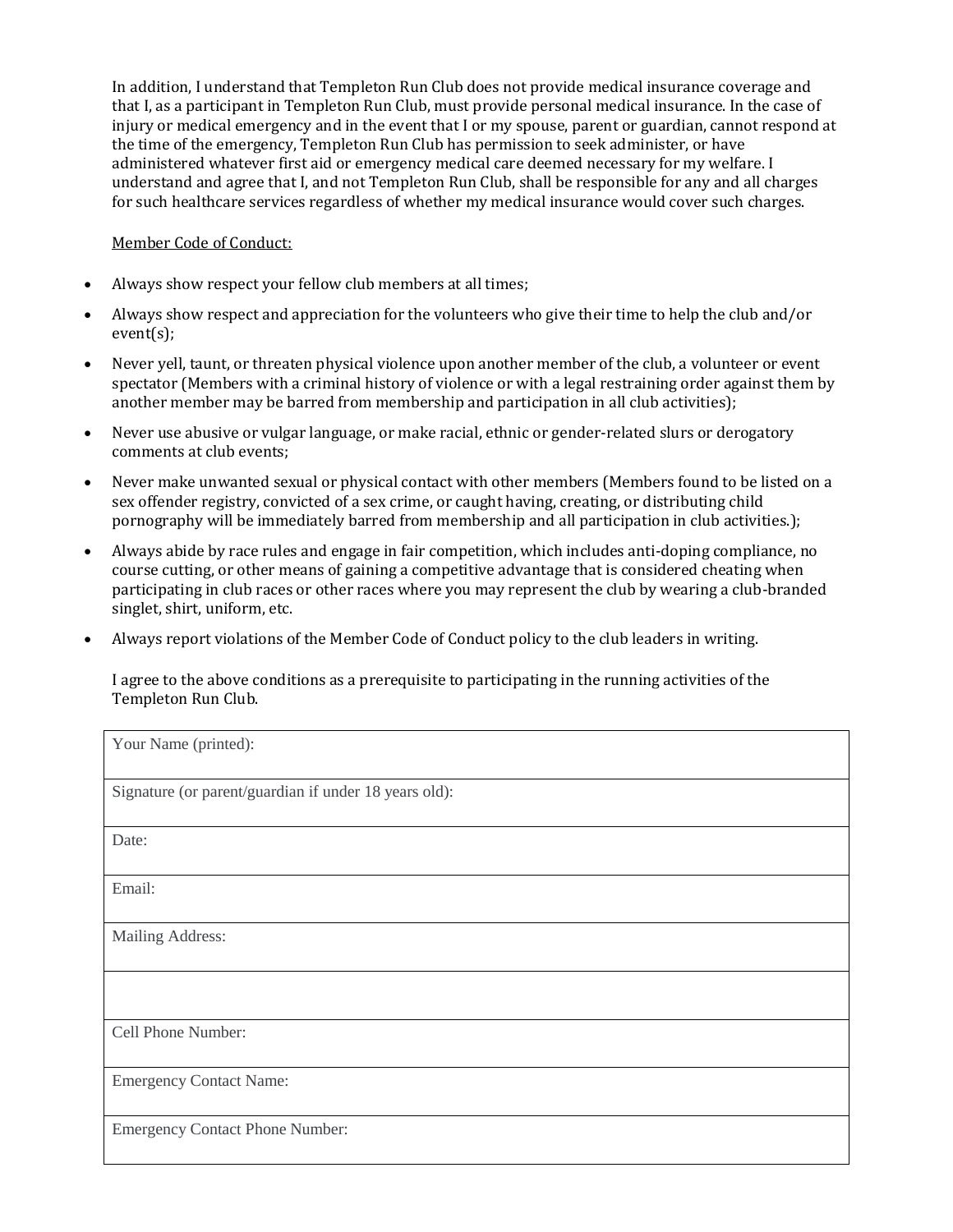In addition, I understand that Templeton Run Club does not provide medical insurance coverage and that I, as a participant in Templeton Run Club, must provide personal medical insurance. In the case of injury or medical emergency and in the event that I or my spouse, parent or guardian, cannot respond at the time of the emergency, Templeton Run Club has permission to seek administer, or have administered whatever first aid or emergency medical care deemed necessary for my welfare. I understand and agree that I, and not Templeton Run Club, shall be responsible for any and all charges for such healthcare services regardless of whether my medical insurance would cover such charges.

Member Code of Conduct:

- Always show respect your fellow club members at all times;
- Always show respect and appreciation for the volunteers who give their time to help the club and/or event(s);
- Never yell, taunt, or threaten physical violence upon another member of the club, a volunteer or event spectator (Members with a criminal history of violence or with a legal restraining order against them by another member may be barred from membership and participation in all club activities);
- Never use abusive or vulgar language, or make racial, ethnic or gender-related slurs or derogatory comments at club events;
- Never make unwanted sexual or physical contact with other members (Members found to be listed on a sex offender registry, convicted of a sex crime, or caught having, creating, or distributing child pornography will be immediately barred from membership and all participation in club activities.);
- Always abide by race rules and engage in fair competition, which includes anti-doping compliance, no course cutting, or other means of gaining a competitive advantage that is considered cheating when participating in club races or other races where you may represent the club by wearing a club-branded singlet, shirt, uniform, etc.
- Always report violations of the Member Code of Conduct policy to the club leaders in writing.

I agree to the above conditions as a prerequisite to participating in the running activities of the Templeton Run Club.

| |
|---|
| Your Name (printed): |
| Signature (or parent/guardian if under 18 years old): |
| Date: |
| Email: |
| Mailing Address: |
| |
| Cell Phone Number: |
| Emergency Contact Name: |
| Emergency Contact Phone Number: |